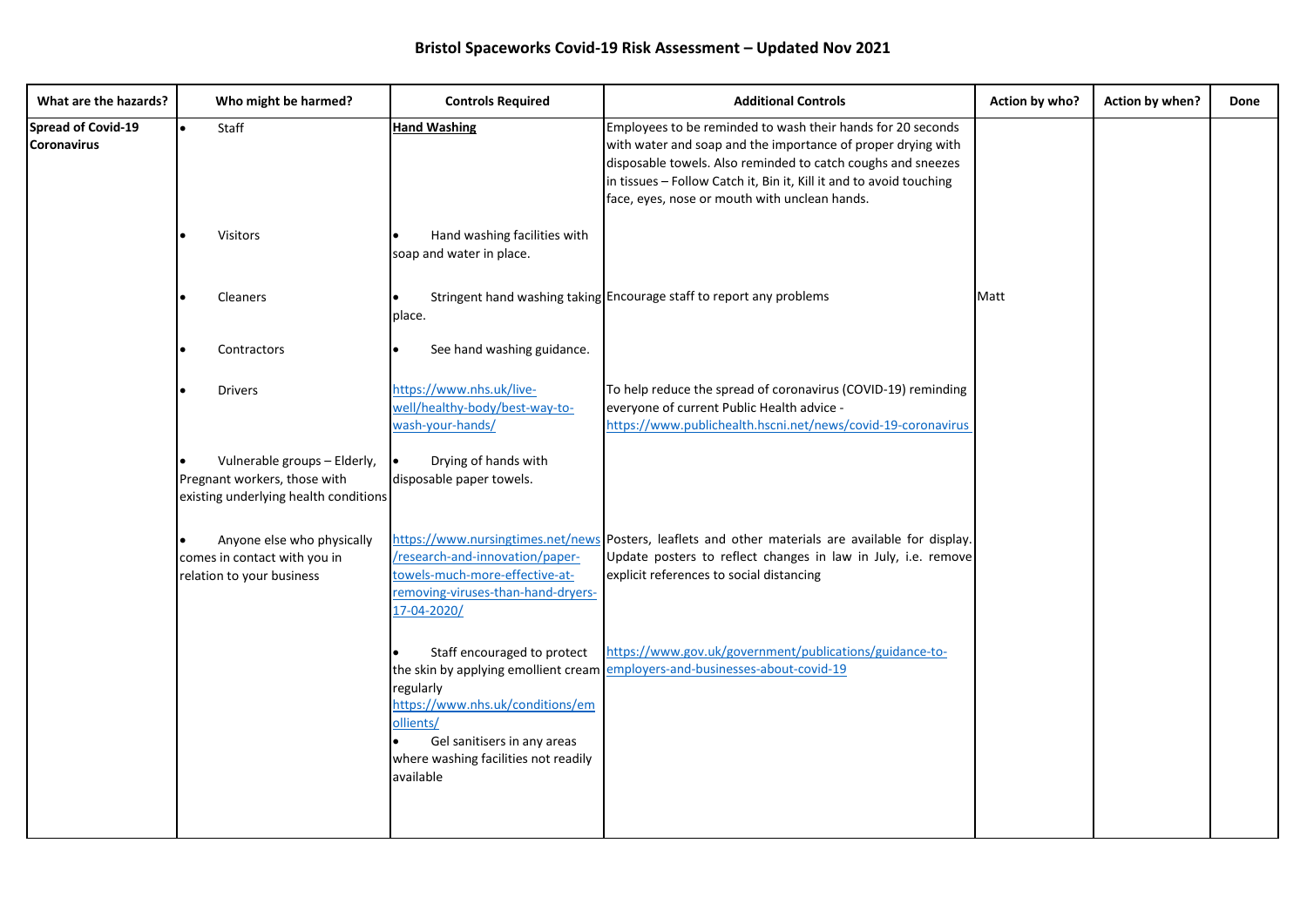# Bristol Spaceworks Covid-19 Risk Assessment – Updated Nov 2021

| What are the hazards? | Who might be harmed? | Controls Required | Additional Controls | Action by who? | Action by when? | Done |
|---|---|---|---|---|---|---|
| **Spread of Covid-19 Coronavirus** | • Staff | **Hand Washing** | Employees to be reminded to wash their hands for 20 seconds with water and soap and the importance of proper drying with disposable towels. Also reminded to catch coughs and sneezes in tissues – Follow Catch it, Bin it, Kill it and to avoid touching face, eyes, nose or mouth with unclean hands. | | | |
| | • Visitors | • Hand washing facilities with soap and water in place. | | | | |
| | • Cleaners | • Stringent hand washing taking place. | Encourage staff to report any problems | Matt | | |
| | • Contractors | • See hand washing guidance. | | | | |
| | • Drivers | https://www.nhs.uk/live-well/healthy-body/best-way-to-wash-your-hands/ | To help reduce the spread of coronavirus (COVID-19) reminding everyone of current Public Health advice - https://www.publichealth.hscni.net/news/covid-19-coronavirus | | | |
| | • Vulnerable groups – Elderly, Pregnant workers, those with existing underlying health conditions | • Drying of hands with disposable paper towels. | | | | |
| | • Anyone else who physically comes in contact with you in relation to your business | https://www.nursingtimes.net/news/research-and-innovation/paper-towels-much-more-effective-at-removing-viruses-than-hand-dryers-17-04-2020/ | Posters, leaflets and other materials are available for display. Update posters to reflect changes in law in July, i.e. remove explicit references to social distancing | | | |
| | | • Staff encouraged to protect the skin by applying emollient cream regularly https://www.nhs.uk/conditions/emollients/ • Gel sanitisers in any areas where washing facilities not readily available | https://www.gov.uk/government/publications/guidance-to-employers-and-businesses-about-covid-19 | | | |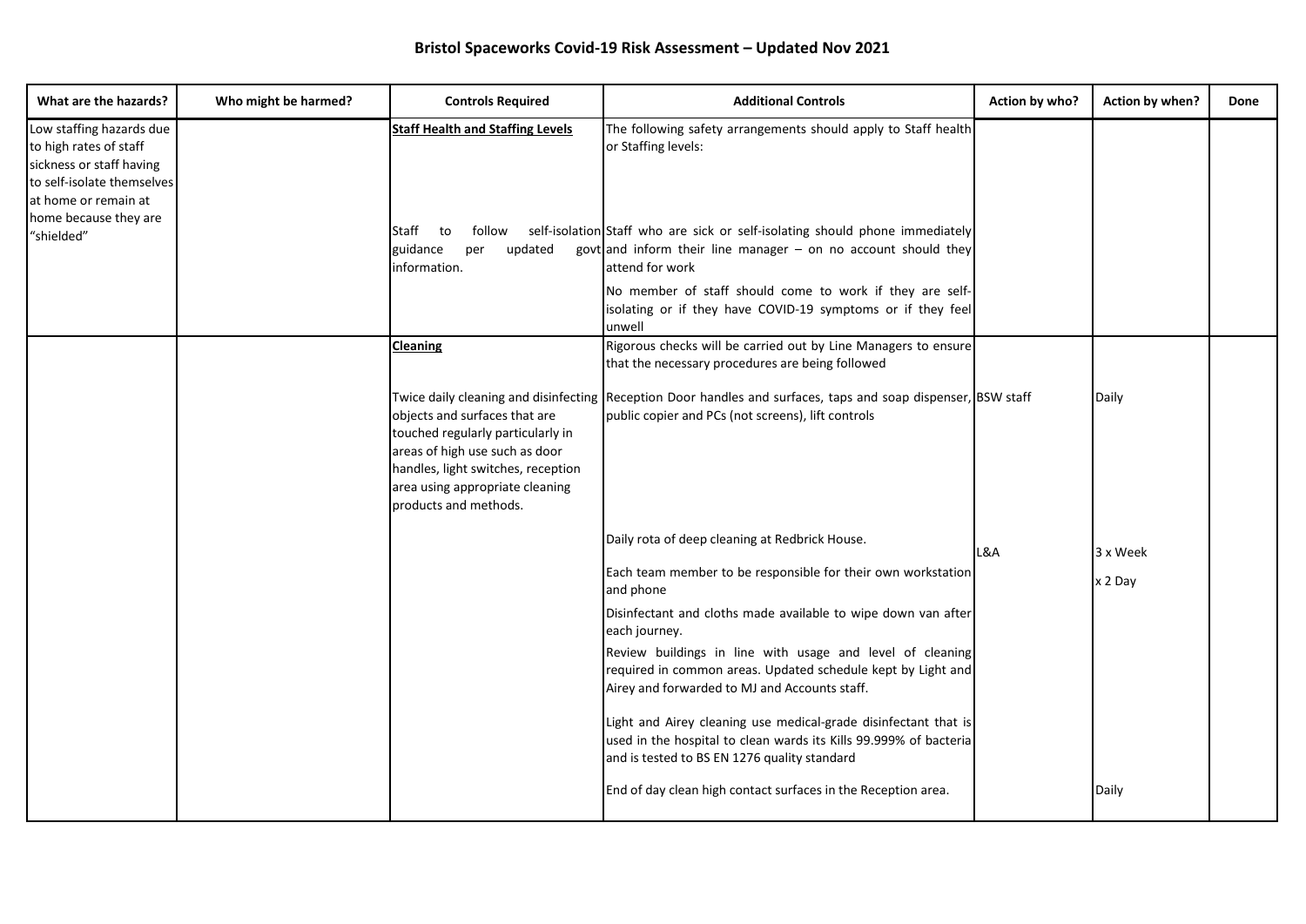# Bristol Spaceworks Covid-19 Risk Assessment – Updated Nov 2021

| What are the hazards? | Who might be harmed? | Controls Required | Additional Controls | Action by who? | Action by when? | Done |
|---|---|---|---|---|---|---|
| Low staffing hazards due to high rates of staff sickness or staff having to self-isolate themselves at home or remain at home because they are "shielded" | | **Staff Health and Staffing Levels** | The following safety arrangements should apply to Staff health or Staffing levels: | | | |
| | | Staff to follow self-isolation guidance per updated govt information. | Staff who are sick or self-isolating should phone immediately and inform their line manager – on no account should they attend for work<br>No member of staff should come to work if they are self-isolating or if they have COVID-19 symptoms or if they feel unwell | | | |
| | | **Cleaning** | Rigorous checks will be carried out by Line Managers to ensure that the necessary procedures are being followed | | | |
| | | Twice daily cleaning and disinfecting objects and surfaces that are touched regularly particularly in areas of high use such as door handles, light switches, reception area using appropriate cleaning products and methods. | Reception Door handles and surfaces, taps and soap dispenser, public copier and PCs (not screens), lift controls | BSW staff | Daily | |
| | | | Daily rota of deep cleaning at Redbrick House. | L&A | 3 x Week | |
| | | | Each team member to be responsible for their own workstation and phone | | x 2 Day | |
| | | | Disinfectant and cloths made available to wipe down van after each journey. | | | |
| | | | Review buildings in line with usage and level of cleaning required in common areas. Updated schedule kept by Light and Airey and forwarded to MJ and Accounts staff. | | | |
| | | | Light and Airey cleaning use medical-grade disinfectant that is used in the hospital to clean wards its Kills 99.999% of bacteria and is tested to BS EN 1276 quality standard | | | |
| | | | End of day clean high contact surfaces in the Reception area. | | Daily | |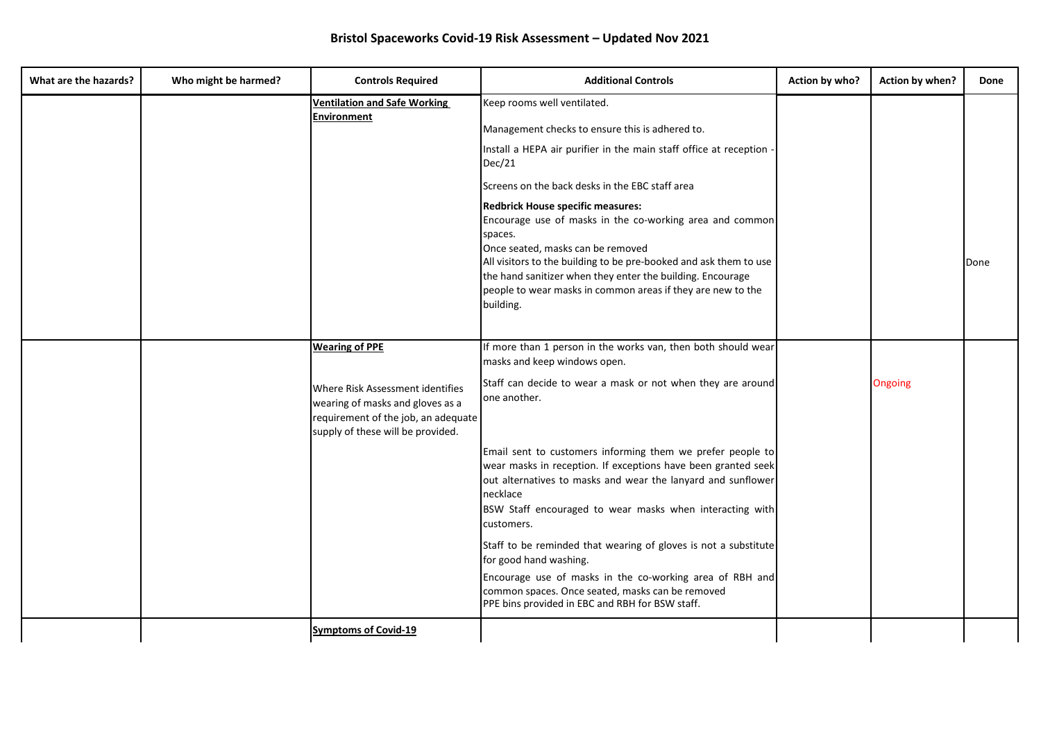## Bristol Spaceworks Covid-19 Risk Assessment – Updated Nov 2021

| What are the hazards? | Who might be harmed? | Controls Required | Additional Controls | Action by who? | Action by when? | Done |
|---|---|---|---|---|---|---|
| | | **Ventilation and Safe Working Environment** | Keep rooms well ventilated.<br><br>Management checks to ensure this is adhered to.<br><br>Install a HEPA air purifier in the main staff office at reception - Dec/21<br><br>Screens on the back desks in the EBC staff area<br><br>**Redbrick House specific measures:**<br>Encourage use of masks in the co-working area and common spaces.<br>Once seated, masks can be removed<br>All visitors to the building to be pre-booked and ask them to use the hand sanitizer when they enter the building. Encourage people to wear masks in common areas if they are new to the building. | | | Done |
| | | **Wearing of PPE**<br><br>Where Risk Assessment identifies wearing of masks and gloves as a requirement of the job, an adequate supply of these will be provided. | If more than 1 person in the works van, then both should wear masks and keep windows open.<br><br>Staff can decide to wear a mask or not when they are around one another.<br><br>Email sent to customers informing them we prefer people to wear masks in reception. If exceptions have been granted seek out alternatives to masks and wear the lanyard and sunflower necklace<br>BSW Staff encouraged to wear masks when interacting with customers.<br><br>Staff to be reminded that wearing of gloves is not a substitute for good hand washing.<br><br>Encourage use of masks in the co-working area of RBH and common spaces. Once seated, masks can be removed<br>PPE bins provided in EBC and RBH for BSW staff. | | Ongoing | |
| | | **Symptoms of Covid-19** | | | | |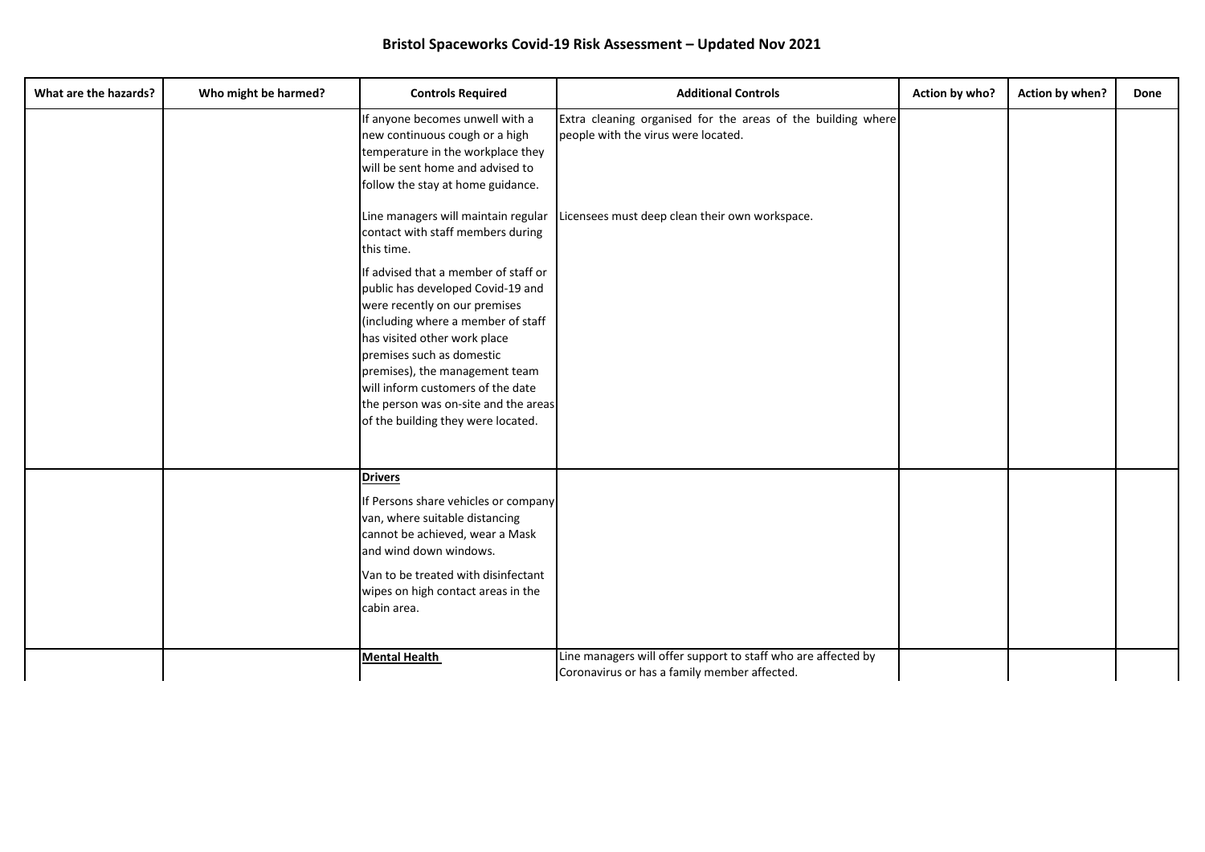# Bristol Spaceworks Covid-19 Risk Assessment – Updated Nov 2021

| What are the hazards? | Who might be harmed? | Controls Required | Additional Controls | Action by who? | Action by when? | Done |
|---|---|---|---|---|---|---|
| | | If anyone becomes unwell with a new continuous cough or a high temperature in the workplace they will be sent home and advised to follow the stay at home guidance. | Extra cleaning organised for the areas of the building where people with the virus were located. | | | |
| | | Line managers will maintain regular contact with staff members during this time. | Licensees must deep clean their own workspace. | | | |
| | | If advised that a member of staff or public has developed Covid-19 and were recently on our premises (including where a member of staff has visited other work place premises such as domestic premises), the management team will inform customers of the date the person was on-site and the areas of the building they were located. | | | | |
| | | **Drivers**<br><br>If Persons share vehicles or company van, where suitable distancing cannot be achieved, wear a Mask and wind down windows.<br><br>Van to be treated with disinfectant wipes on high contact areas in the cabin area. | | | | |
| | | **Mental Health** | Line managers will offer support to staff who are affected by Coronavirus or has a family member affected. | | | |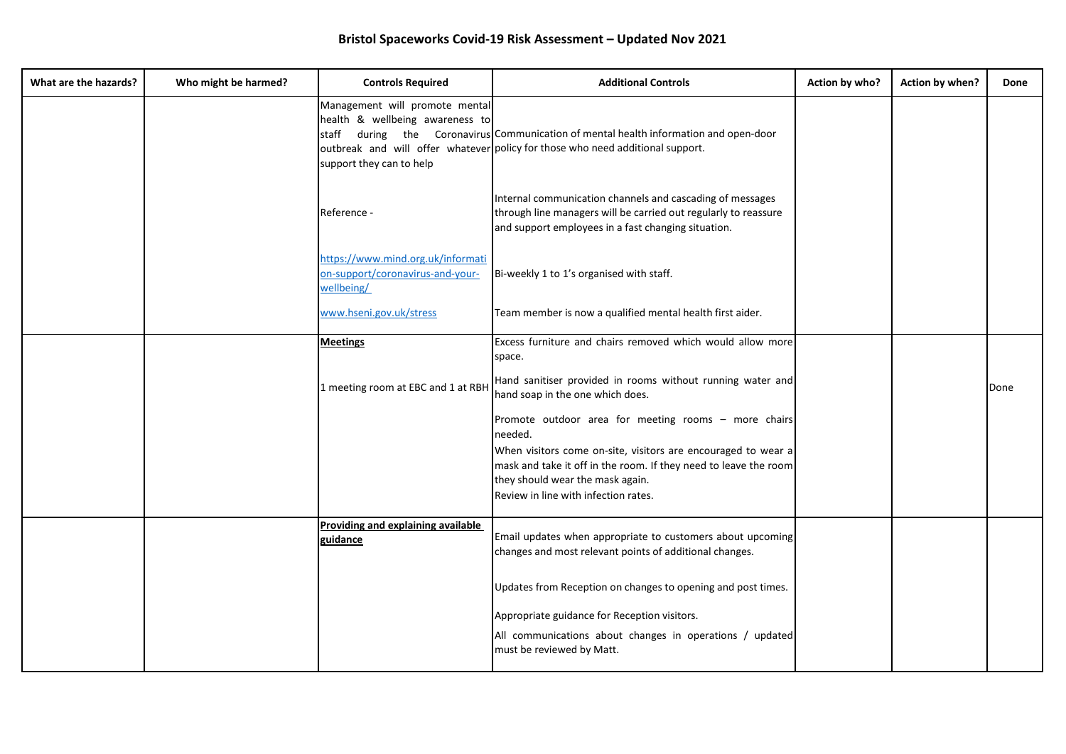# Bristol Spaceworks Covid-19 Risk Assessment – Updated Nov 2021

| What are the hazards? | Who might be harmed? | Controls Required | Additional Controls | Action by who? | Action by when? | Done |
|---|---|---|---|---|---|---|
| | | Management will promote mental health & wellbeing awareness to staff during the Coronavirus outbreak and will offer whatever support they can to help<br><br>Reference -<br><br>https://www.mind.org.uk/information-support/coronavirus-and-your-wellbeing/<br><br>www.hseni.gov.uk/stress | Communication of mental health information and open-door policy for those who need additional support.<br><br>Internal communication channels and cascading of messages through line managers will be carried out regularly to reassure and support employees in a fast changing situation.<br><br>Bi-weekly 1 to 1's organised with staff.<br><br>Team member is now a qualified mental health first aider. | | | |
| | | **Meetings**<br><br>1 meeting room at EBC and 1 at RBH | Excess furniture and chairs removed which would allow more space.<br><br>Hand sanitiser provided in rooms without running water and hand soap in the one which does.<br><br>Promote outdoor area for meeting rooms – more chairs needed.<br>When visitors come on-site, visitors are encouraged to wear a mask and take it off in the room. If they need to leave the room they should wear the mask again.<br>Review in line with infection rates. | | | Done |
| | | **Providing and explaining available guidance** | Email updates when appropriate to customers about upcoming changes and most relevant points of additional changes.<br><br>Updates from Reception on changes to opening and post times.<br><br>Appropriate guidance for Reception visitors.<br><br>All communications about changes in operations / updated must be reviewed by Matt. | | | |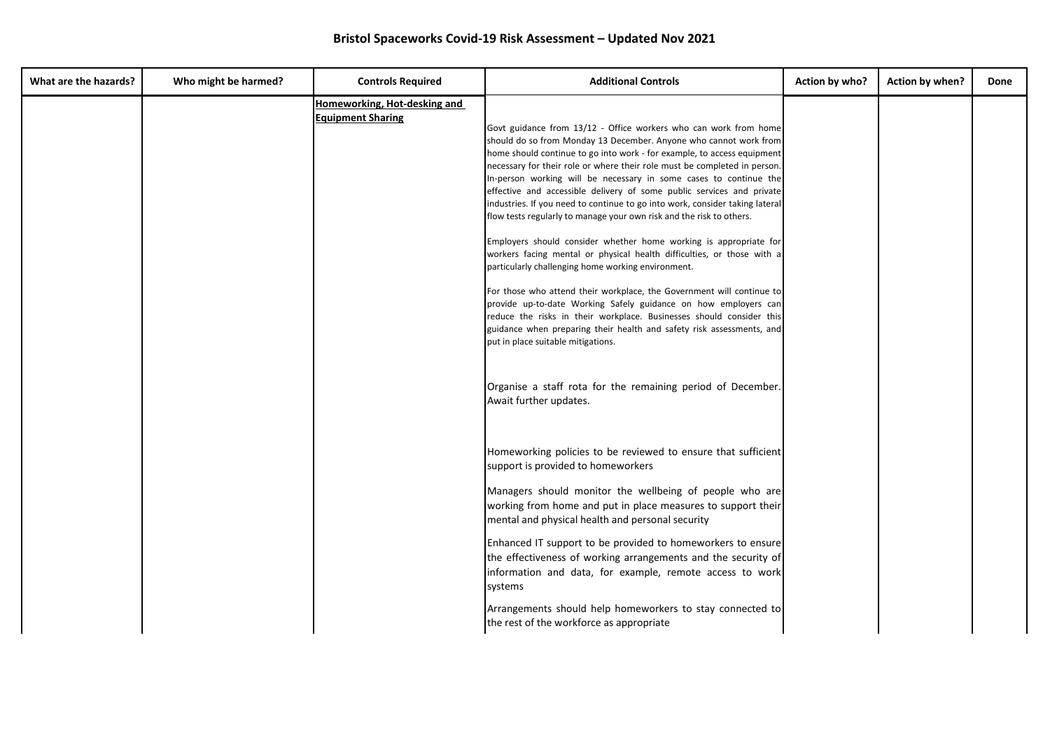# Bristol Spaceworks Covid-19 Risk Assessment – Updated Nov 2021

| What are the hazards? | Who might be harmed? | Controls Required | Additional Controls | Action by who? | Action by when? | Done |
|---|---|---|---|---|---|---|
| | | **Homeworking, Hot-desking and Equipment Sharing** | Govt guidance from 13/12 - Office workers who can work from home should do so from Monday 13 December. Anyone who cannot work from home should continue to go into work - for example, to access equipment necessary for their role or where their role must be completed in person. In-person working will be necessary in some cases to continue the effective and accessible delivery of some public services and private industries. If you need to continue to go into work, consider taking lateral flow tests regularly to manage your own risk and the risk to others.<br><br>Employers should consider whether home working is appropriate for workers facing mental or physical health difficulties, or those with a particularly challenging home working environment.<br><br>For those who attend their workplace, the Government will continue to provide up-to-date Working Safely guidance on how employers can reduce the risks in their workplace. Businesses should consider this guidance when preparing their health and safety risk assessments, and put in place suitable mitigations.<br><br>Organise a staff rota for the remaining period of December. Await further updates.<br><br>Homeworking policies to be reviewed to ensure that sufficient support is provided to homeworkers<br><br>Managers should monitor the wellbeing of people who are working from home and put in place measures to support their mental and physical health and personal security<br><br>Enhanced IT support to be provided to homeworkers to ensure the effectiveness of working arrangements and the security of information and data, for example, remote access to work systems<br><br>Arrangements should help homeworkers to stay connected to the rest of the workforce as appropriate | | | |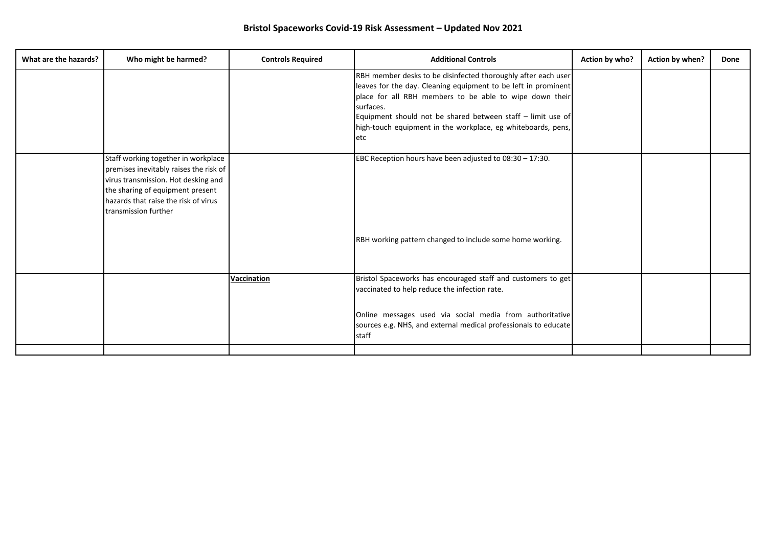# Bristol Spaceworks Covid-19 Risk Assessment – Updated Nov 2021

| What are the hazards? | Who might be harmed? | Controls Required | Additional Controls | Action by who? | Action by when? | Done |
|---|---|---|---|---|---|---|
| | | | RBH member desks to be disinfected thoroughly after each user leaves for the day. Cleaning equipment to be left in prominent place for all RBH members to be able to wipe down their surfaces.<br>Equipment should not be shared between staff – limit use of high-touch equipment in the workplace, eg whiteboards, pens, etc | | | |
| | Staff working together in workplace premises inevitably raises the risk of virus transmission. Hot desking and the sharing of equipment present hazards that raise the risk of virus transmission further | | EBC Reception hours have been adjusted to 08:30 – 17:30.<br><br>RBH working pattern changed to include some home working. | | | |
| | | **Vaccination** | Bristol Spaceworks has encouraged staff and customers to get vaccinated to help reduce the infection rate.<br><br>Online messages used via social media from authoritative sources e.g. NHS, and external medical professionals to educate staff | | | |
| | | | | | | |